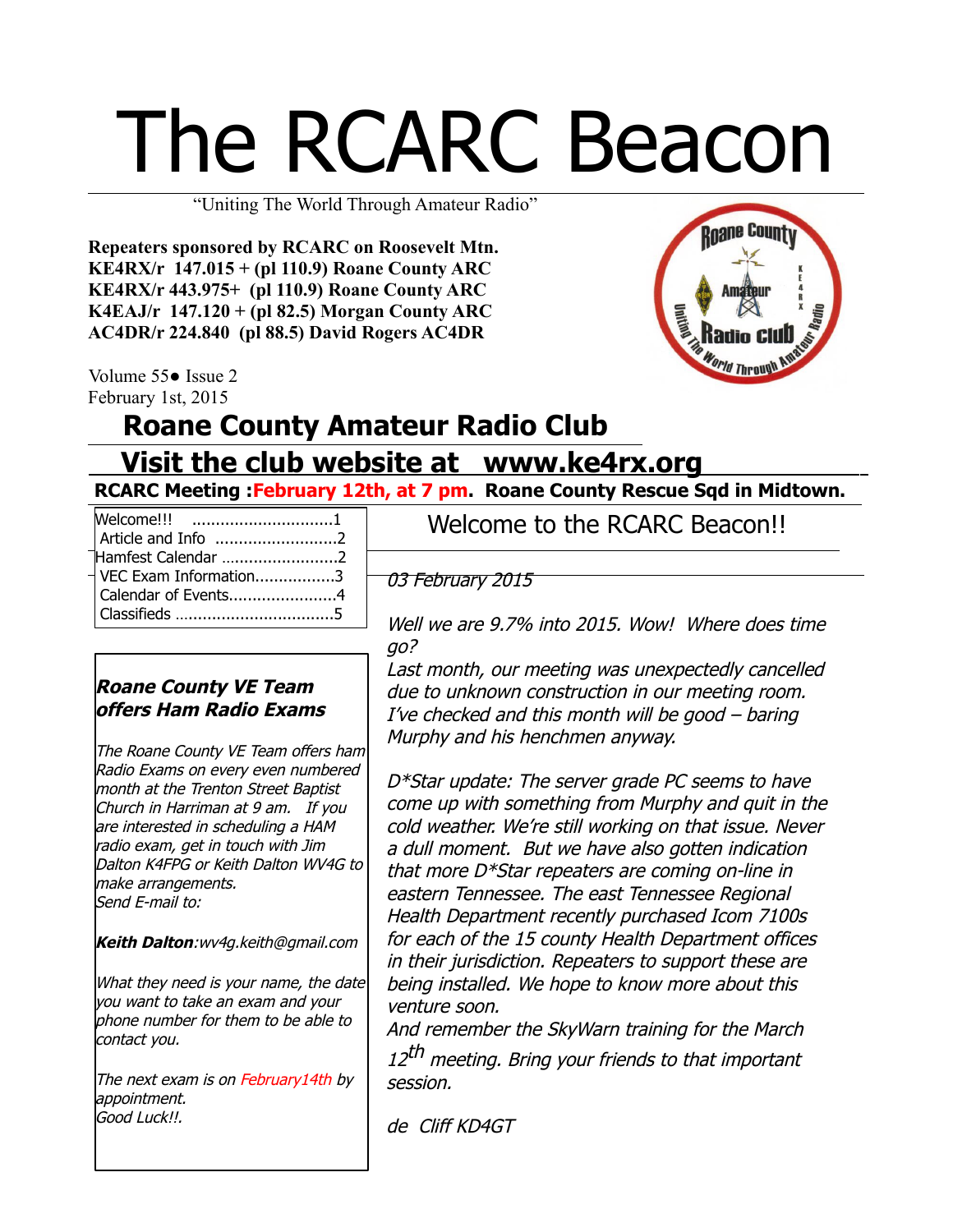# The RCARC Beacon

"Uniting The World Through Amateur Radio"

**Repeaters sponsored by RCARC on Roosevelt Mtn.**
**KE4RX/r 147.015 + (pl 110.9) Roane County ARC**
**KE4RX/r 443.975+ (pl 110.9) Roane County ARC**
**K4EAJ/r 147.120 + (pl 82.5) Morgan County ARC**
**AC4DR/r 224.840 (pl 88.5) David Rogers AC4DR**

Volume 55● Issue 2
February 1st, 2015

## Roane County Amateur Radio Club

## Visit the club website at www.ke4rx.org

**RCARC Meeting :February 12th, at 7 pm. Roane County Rescue Sqd in Midtown.**

| | |
|---|---|
| Welcome!!! | 1 |
| Article and Info | 2 |
| Hamfest Calendar | 2 |
| VEC Exam Information | 3 |
| Calendar of Events | 4 |
| Classifieds | 5 |

### *Roane County VE Team offers Ham Radio Exams*

*The Roane County VE Team offers ham Radio Exams on every even numbered month at the Trenton Street Baptist Church in Harriman at 9 am. If you are interested in scheduling a HAM radio exam, get in touch with Jim Dalton K4FPG or Keith Dalton WV4G to make arrangements.*
*Send E-mail to:*

***Keith Dalton**:wv4g.keith@gmail.com*

*What they need is your name, the date you want to take an exam and your phone number for them to be able to contact you.*

*The next exam is on February14th by appointment.*
*Good Luck!!.*

## Welcome to the RCARC Beacon!!

*03 February 2015*

*Well we are 9.7% into 2015. Wow! Where does time go?*
*Last month, our meeting was unexpectedly cancelled due to unknown construction in our meeting room. I've checked and this month will be good – baring Murphy and his henchmen anyway.*

*D*Star update: The server grade PC seems to have come up with something from Murphy and quit in the cold weather. We're still working on that issue. Never a dull moment. But we have also gotten indication that more D*Star repeaters are coming on-line in eastern Tennessee. The east Tennessee Regional Health Department recently purchased Icom 7100s for each of the 15 county Health Department offices in their jurisdiction. Repeaters to support these are being installed. We hope to know more about this venture soon.*
*And remember the SkyWarn training for the March 12th meeting. Bring your friends to that important session.*

*de Cliff KD4GT*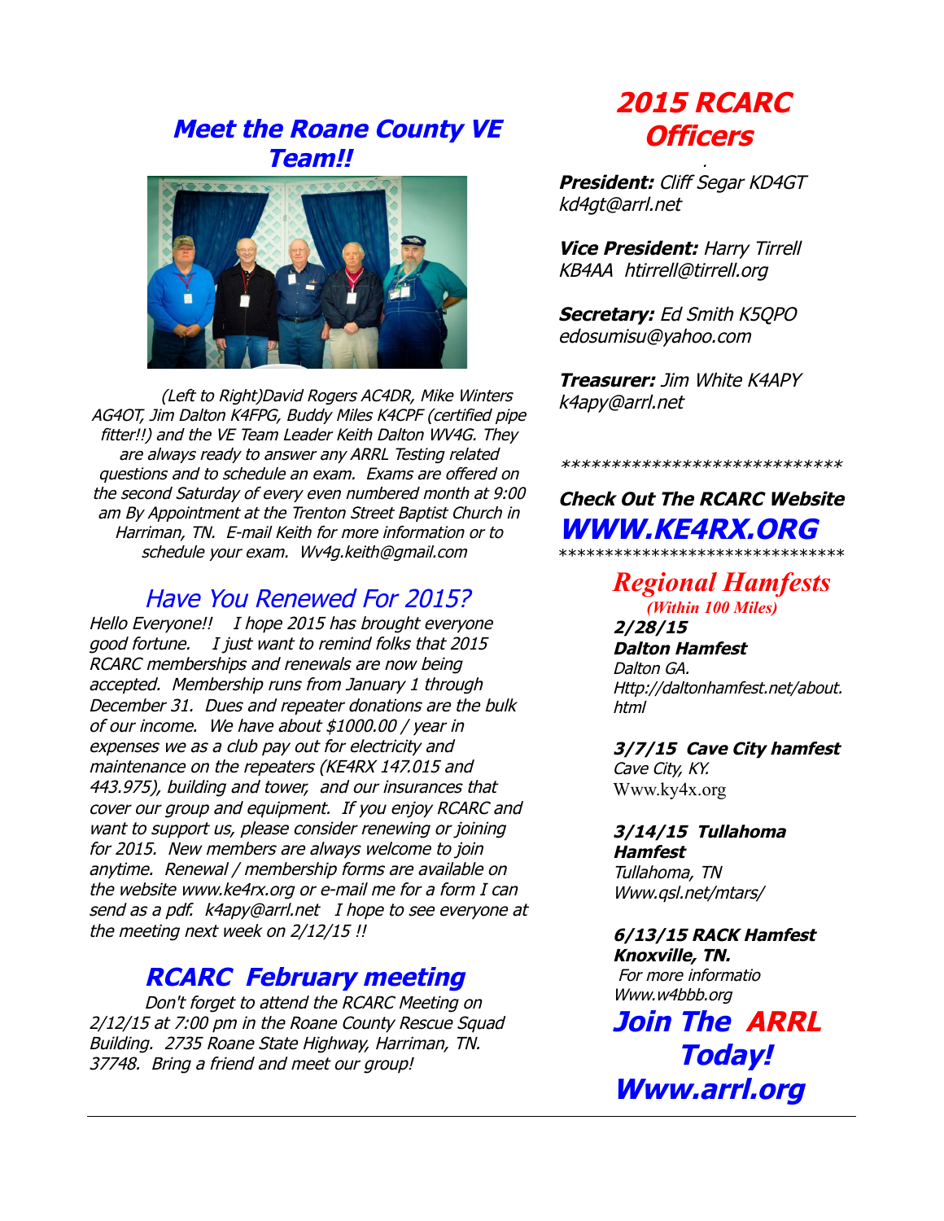## Meet the Roane County VE Team!!

(Left to Right)David Rogers AC4DR, Mike Winters AG4OT, Jim Dalton K4FPG, Buddy Miles K4CPF (certified pipe fitter!!) and the VE Team Leader Keith Dalton WV4G. They are always ready to answer any ARRL Testing related questions and to schedule an exam. Exams are offered on the second Saturday of every even numbered month at 9:00 am By Appointment at the Trenton Street Baptist Church in Harriman, TN. E-mail Keith for more information or to schedule your exam. Wv4g.keith@gmail.com

## Have You Renewed For 2015?

*Hello Everyone!! I hope 2015 has brought everyone good fortune. I just want to remind folks that 2015 RCARC memberships and renewals are now being accepted. Membership runs from January 1 through December 31. Dues and repeater donations are the bulk of our income. We have about $1000.00 / year in expenses we as a club pay out for electricity and maintenance on the repeaters (KE4RX 147.015 and 443.975), building and tower, and our insurances that cover our group and equipment. If you enjoy RCARC and want to support us, please consider renewing or joining for 2015. New members are always welcome to join anytime. Renewal / membership forms are available on the website www.ke4rx.org or e-mail me for a form I can send as a pdf. k4apy@arrl.net I hope to see everyone at the meeting next week on 2/12/15 !!*

## RCARC February meeting

*Don't forget to attend the RCARC Meeting on 2/12/15 at 7:00 pm in the Roane County Rescue Squad Building. 2735 Roane State Highway, Harriman, TN. 37748. Bring a friend and meet our group!*

## 2015 RCARC Officers

***President:*** *Cliff Segar KD4GT kd4gt@arrl.net*

***Vice President:*** *Harry Tirrell KB4AA htirrell@tirrell.org*

***Secretary:*** *Ed Smith K5QPO edosumisu@yahoo.com*

***Treasurer:*** *Jim White K4APY k4apy@arrl.net*

****************************

**Check Out The RCARC Website**

## WWW.KE4RX.ORG

******************************

## Regional Hamfests

*(Within 100 Miles)*

***2/28/15***
***Dalton Hamfest***
*Dalton GA.*
*Http://daltonhamfest.net/about.html*

***3/7/15 Cave City hamfest***
*Cave City, KY.*
Www.ky4x.org

***3/14/15 Tullahoma Hamfest***
*Tullahoma, TN*
*Www.qsl.net/mtars/*

***6/13/15 RACK Hamfest***
***Knoxville, TN.***
*For more informatio*
*Www.w4bbb.org*

## Join The ARRL Today!

## Www.arrl.org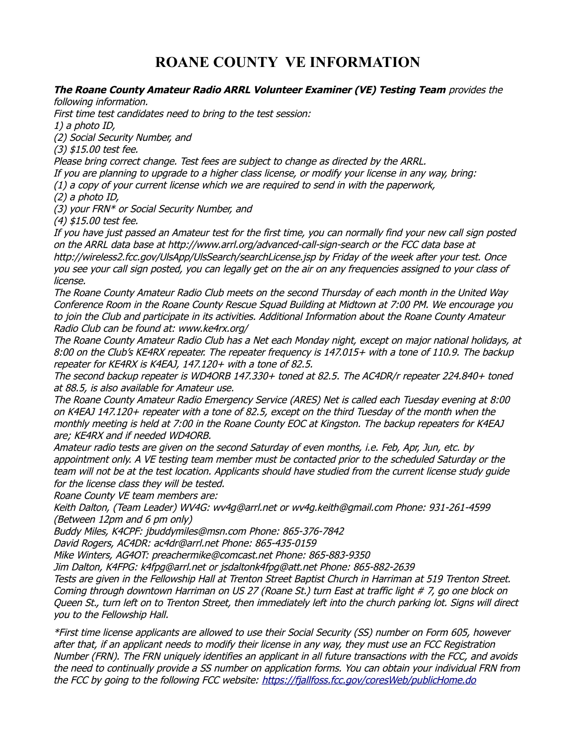# ROANE COUNTY VE INFORMATION

***The Roane County Amateur Radio ARRL Volunteer Examiner (VE) Testing Team*** *provides the following information.*

*First time test candidates need to bring to the test session:*

*1) a photo ID,*

*(2) Social Security Number, and*

*(3) $15.00 test fee.*

*Please bring correct change. Test fees are subject to change as directed by the ARRL.*

*If you are planning to upgrade to a higher class license, or modify your license in any way, bring:*

*(1) a copy of your current license which we are required to send in with the paperwork,*

*(2) a photo ID,*

*(3) your FRN* or Social Security Number, and*

*(4) $15.00 test fee.*

*If you have just passed an Amateur test for the first time, you can normally find your new call sign posted on the ARRL data base at http://www.arrl.org/advanced-call-sign-search or the FCC data base at http://wireless2.fcc.gov/UlsApp/UlsSearch/searchLicense.jsp by Friday of the week after your test. Once you see your call sign posted, you can legally get on the air on any frequencies assigned to your class of license.*

*The Roane County Amateur Radio Club meets on the second Thursday of each month in the United Way Conference Room in the Roane County Rescue Squad Building at Midtown at 7:00 PM. We encourage you to join the Club and participate in its activities. Additional Information about the Roane County Amateur Radio Club can be found at: www.ke4rx.org/*

*The Roane County Amateur Radio Club has a Net each Monday night, except on major national holidays, at 8:00 on the Club's KE4RX repeater. The repeater frequency is 147.015+ with a tone of 110.9. The backup repeater for KE4RX is K4EAJ, 147.120+ with a tone of 82.5.*

*The second backup repeater is WD4ORB 147.330+ toned at 82.5. The AC4DR/r repeater 224.840+ toned at 88.5, is also available for Amateur use.*

*The Roane County Amateur Radio Emergency Service (ARES) Net is called each Tuesday evening at 8:00 on K4EAJ 147.120+ repeater with a tone of 82.5, except on the third Tuesday of the month when the monthly meeting is held at 7:00 in the Roane County EOC at Kingston. The backup repeaters for K4EAJ are; KE4RX and if needed WD4ORB.*

*Amateur radio tests are given on the second Saturday of even months, i.e. Feb, Apr, Jun, etc. by appointment only. A VE testing team member must be contacted prior to the scheduled Saturday or the team will not be at the test location. Applicants should have studied from the current license study guide for the license class they will be tested.*

*Roane County VE team members are:*

*Keith Dalton, (Team Leader) WV4G: wv4g@arrl.net or wv4g.keith@gmail.com Phone: 931-261-4599 (Between 12pm and 6 pm only)*

*Buddy Miles, K4CPF: jbuddymiles@msn.com Phone: 865-376-7842*

*David Rogers, AC4DR: ac4dr@arrl.net Phone: 865-435-0159*

*Mike Winters, AG4OT: preachermike@comcast.net Phone: 865-883-9350*

*Jim Dalton, K4FPG: k4fpg@arrl.net or jsdaltonk4fpg@att.net Phone: 865-882-2639*

*Tests are given in the Fellowship Hall at Trenton Street Baptist Church in Harriman at 519 Trenton Street. Coming through downtown Harriman on US 27 (Roane St.) turn East at traffic light # 7, go one block on Queen St., turn left on to Trenton Street, then immediately left into the church parking lot. Signs will direct you to the Fellowship Hall.*

**First time license applicants are allowed to use their Social Security (SS) number on Form 605, however after that, if an applicant needs to modify their license in any way, they must use an FCC Registration Number (FRN). The FRN uniquely identifies an applicant in all future transactions with the FCC, and avoids the need to continually provide a SS number on application forms. You can obtain your individual FRN from the FCC by going to the following FCC website: [https://fjallfoss.fcc.gov/coresWeb/publicHome.do](https://fjallfoss.fcc.gov/coresWeb/publicHome.do)*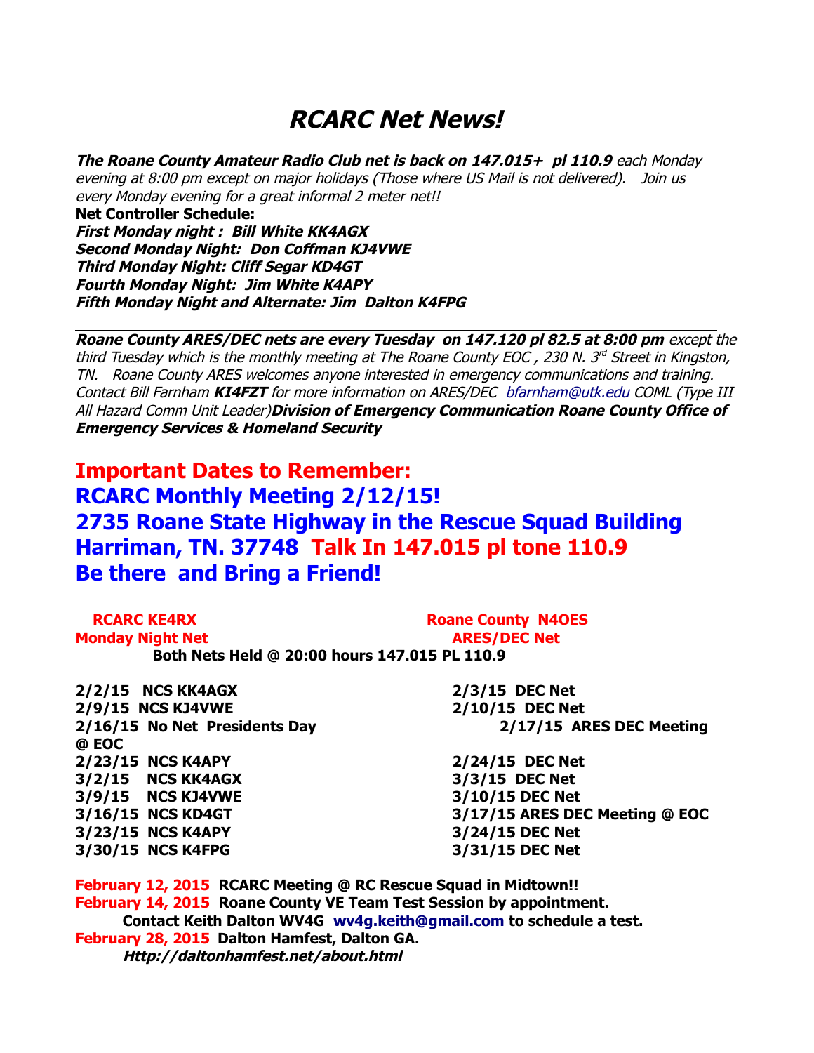# *RCARC Net News!*

***The Roane County Amateur Radio Club net is back on 147.015+ pl 110.9*** *each Monday evening at 8:00 pm except on major holidays (Those where US Mail is not delivered). Join us every Monday evening for a great informal 2 meter net!!*

**Net Controller Schedule:**

***First Monday night : Bill White KK4AGX***
***Second Monday Night: Don Coffman KJ4VWE***
***Third Monday Night: Cliff Segar KD4GT***
***Fourth Monday Night: Jim White K4APY***
***Fifth Monday Night and Alternate: Jim Dalton K4FPG***

---

***Roane County ARES/DEC nets are every Tuesday on 147.120 pl 82.5 at 8:00 pm*** *except the third Tuesday which is the monthly meeting at The Roane County EOC , 230 N. 3rd Street in Kingston, TN. Roane County ARES welcomes anyone interested in emergency communications and training. Contact Bill Farnham* ***KI4FZT*** *for more information on ARES/DEC [bfarnham@utk.edu](mailto:bfarnham@utk.edu) COML (Type III All Hazard Comm Unit Leader)****Division of Emergency Communication Roane County Office of Emergency Services & Homeland Security***

---

## Important Dates to Remember:

## RCARC Monthly Meeting 2/12/15!

## 2735 Roane State Highway in the Rescue Squad Building Harriman, TN. 37748 Talk In 147.015 pl tone 110.9

## Be there and Bring a Friend!

| RCARC KE4RX Monday Night Net | Roane County N4OES ARES/DEC Net |
|---|---|
| **Both Nets Held @ 20:00 hours 147.015 PL 110.9** | |
| **2/2/15 NCS KK4AGX** | **2/3/15 DEC Net** |
| **2/9/15 NCS KJ4VWE** | **2/10/15 DEC Net** |
| **2/16/15 No Net Presidents Day** | **2/17/15 ARES DEC Meeting @ EOC** |
| **2/23/15 NCS K4APY** | **2/24/15 DEC Net** |
| **3/2/15 NCS KK4AGX** | **3/3/15 DEC Net** |
| **3/9/15 NCS KJ4VWE** | **3/10/15 DEC Net** |
| **3/16/15 NCS KD4GT** | **3/17/15 ARES DEC Meeting @ EOC** |
| **3/23/15 NCS K4APY** | **3/24/15 DEC Net** |
| **3/30/15 NCS K4FPG** | **3/31/15 DEC Net** |

**February 12, 2015 RCARC Meeting @ RC Rescue Squad in Midtown!!**

**February 14, 2015 Roane County VE Team Test Session by appointment.**
**Contact Keith Dalton WV4G [wv4g.keith@gmail.com](mailto:wv4g.keith@gmail.com) to schedule a test.**

**February 28, 2015 Dalton Hamfest, Dalton GA.**
***Http://daltonhamfest.net/about.html***

---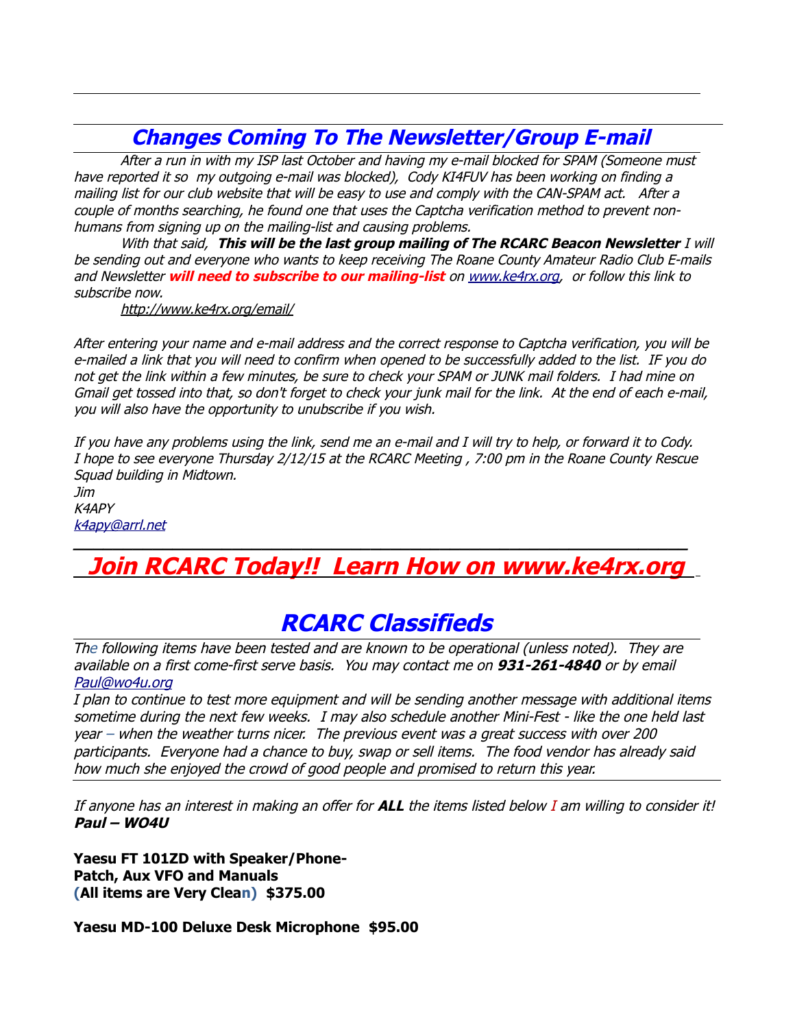## *Changes Coming To The Newsletter/Group E-mail*

*After a run in with my ISP last October and having my e-mail blocked for SPAM (Someone must have reported it so my outgoing e-mail was blocked), Cody KI4FUV has been working on finding a mailing list for our club website that will be easy to use and comply with the CAN-SPAM act. After a couple of months searching, he found one that uses the Captcha verification method to prevent non-humans from signing up on the mailing-list and causing problems.*

*With that said,* ***This will be the last group mailing of The RCARC Beacon Newsletter*** *I will be sending out and everyone who wants to keep receiving The Roane County Amateur Radio Club E-mails and Newsletter* ***will need to subscribe to our mailing-list*** *on www.ke4rx.org, or follow this link to subscribe now.*

*http://www.ke4rx.org/email/*

*After entering your name and e-mail address and the correct response to Captcha verification, you will be e-mailed a link that you will need to confirm when opened to be successfully added to the list. IF you do not get the link within a few minutes, be sure to check your SPAM or JUNK mail folders. I had mine on Gmail get tossed into that, so don't forget to check your junk mail for the link. At the end of each e-mail, you will also have the opportunity to unubscribe if you wish.*

*If you have any problems using the link, send me an e-mail and I will try to help, or forward it to Cody. I hope to see everyone Thursday 2/12/15 at the RCARC Meeting , 7:00 pm in the Roane County Rescue Squad building in Midtown.*
*Jim*
*K4APY*
*k4apy@arrl.net*

## *Join RCARC Today!! Learn How on www.ke4rx.org*

## *RCARC Classifieds*

*The following items have been tested and are known to be operational (unless noted). They are available on a first come-first serve basis. You may contact me on* ***931-261-4840*** *or by email Paul@wo4u.org*
*I plan to continue to test more equipment and will be sending another message with additional items sometime during the next few weeks. I may also schedule another Mini-Fest - like the one held last year – when the weather turns nicer. The previous event was a great success with over 200 participants. Everyone had a chance to buy, swap or sell items. The food vendor has already said how much she enjoyed the crowd of good people and promised to return this year.*

*If anyone has an interest in making an offer for* ***ALL*** *the items listed below I am willing to consider it!*
***Paul – WO4U***

**Yaesu FT 101ZD with Speaker/Phone-Patch, Aux VFO and Manuals (All items are Very Clean) $375.00**

**Yaesu MD-100 Deluxe Desk Microphone $95.00**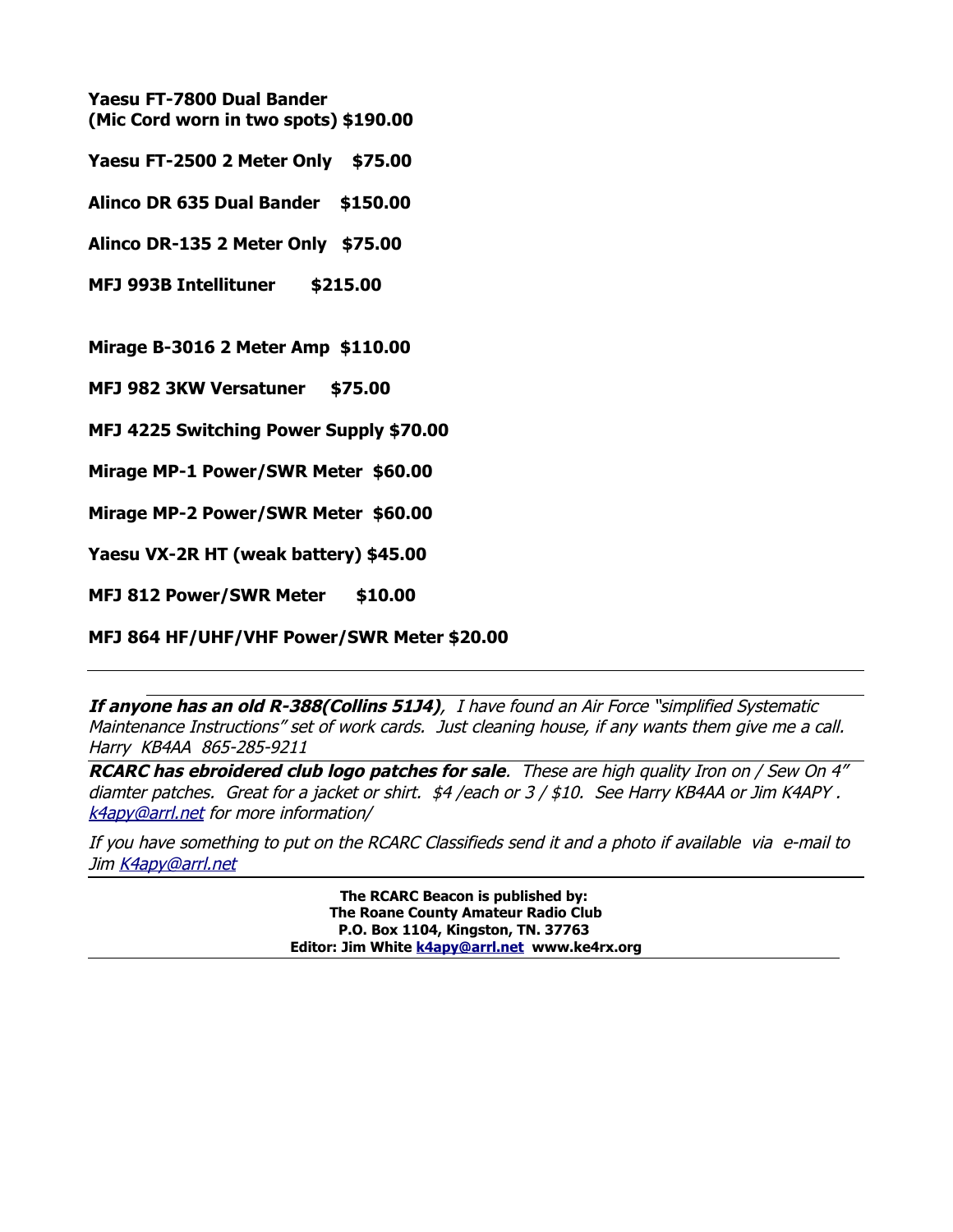**Yaesu FT-7800 Dual Bander**
**(Mic Cord worn in two spots) $190.00**

**Yaesu FT-2500 2 Meter Only    $75.00**

**Alinco DR 635 Dual Bander    $150.00**

**Alinco DR-135 2 Meter Only   $75.00**

**MFJ 993B Intellituner       $215.00**

**Mirage B-3016 2 Meter Amp  $110.00**

**MFJ 982 3KW Versatuner     $75.00**

**MFJ 4225 Switching Power Supply $70.00**

**Mirage MP-1 Power/SWR Meter  $60.00**

**Mirage MP-2 Power/SWR Meter  $60.00**

**Yaesu VX-2R HT (weak battery) $45.00**

**MFJ 812 Power/SWR Meter      $10.00**

**MFJ 864 HF/UHF/VHF Power/SWR Meter $20.00**

---

***If anyone has an old R-388(Collins 51J4)****,  I have found an Air Force "simplified Systematic Maintenance Instructions" set of work cards.  Just cleaning house, if any wants them give me a call.  Harry  KB4AA  865-285-9211*

***RCARC has ebroidered club logo patches for sale****.  These are high quality Iron on / Sew On 4" diamter patches.  Great for a jacket or shirt.  $4 /each or 3 / $10.  See Harry KB4AA or Jim K4APY . k4apy@arrl.net for more information/*

*If you have something to put on the RCARC Classifieds send it and a photo if available  via  e-mail to Jim K4apy@arrl.net*

---

**The RCARC Beacon is published by:**
**The Roane County Amateur Radio Club**
**P.O. Box 1104, Kingston, TN. 37763**
**Editor: Jim White k4apy@arrl.net  www.ke4rx.org**